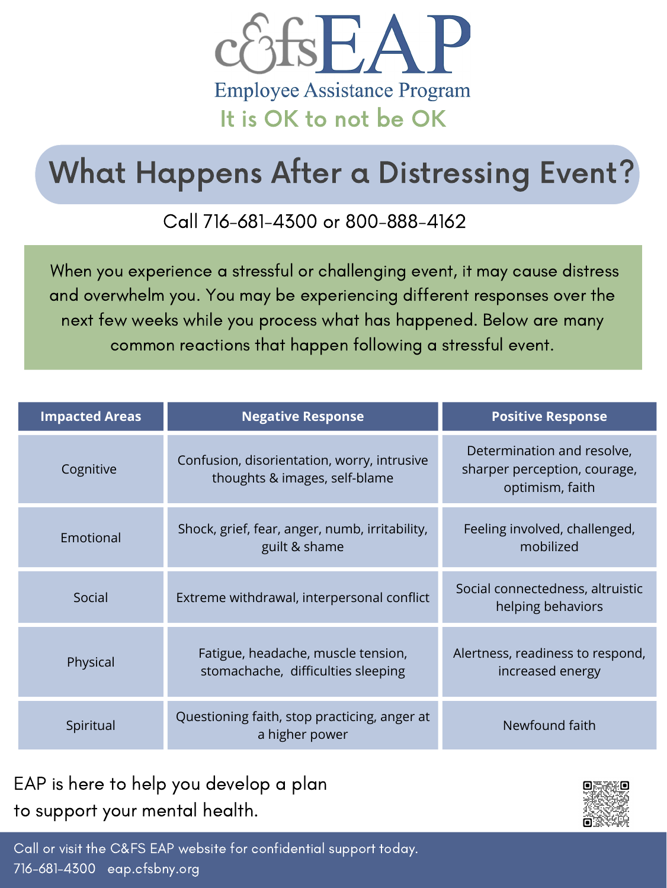# c&fs EAP

Employee Assistance Program

It is OK to not be OK

## What Happens After a Distressing Event?

Call 716-681-4300 or 800-888-4162

When you experience a stressful or challenging event, it may cause distress and overwhelm you. You may be experiencing different responses over the next few weeks while you process what has happened. Below are many common reactions that happen following a stressful event.

| Impacted Areas | Negative Response | Positive Response |
| --- | --- | --- |
| Cognitive | Confusion, disorientation, worry, intrusive thoughts & images, self-blame | Determination and resolve, sharper perception, courage, optimism, faith |
| Emotional | Shock, grief, fear, anger, numb, irritability, guilt & shame | Feeling involved, challenged, mobilized |
| Social | Extreme withdrawal, interpersonal conflict | Social connectedness, altruistic helping behaviors |
| Physical | Fatigue, headache, muscle tension, stomachache, difficulties sleeping | Alertness, readiness to respond, increased energy |
| Spiritual | Questioning faith, stop practicing, anger at a higher power | Newfound faith |

EAP is here to help you develop a plan to support your mental health.

Call or visit the C&FS EAP website for confidential support today.
716-681-4300 eap.cfsbny.org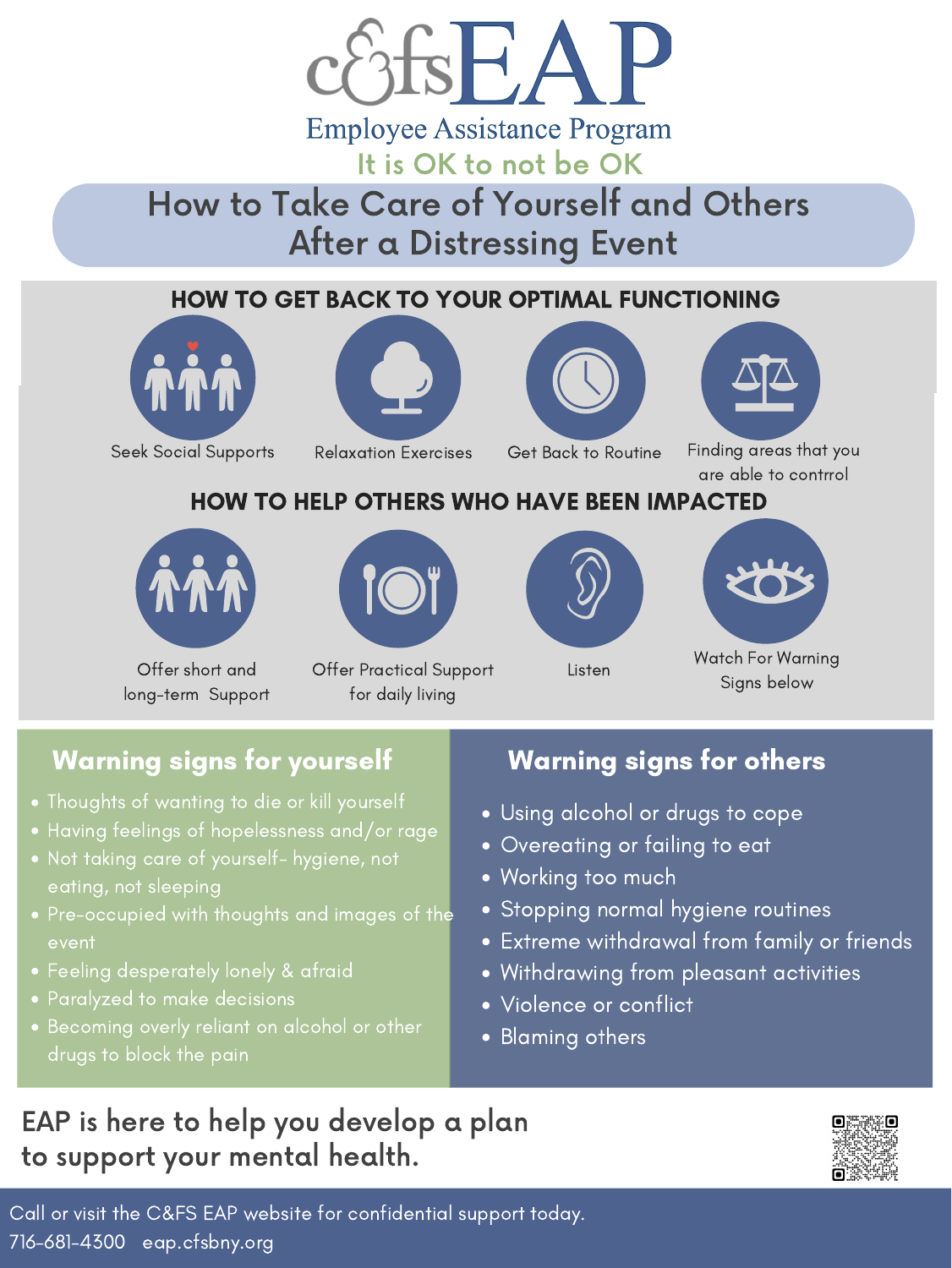c&fs EAP

Employee Assistance Program

It is OK to not be OK

# How to Take Care of Yourself and Others After a Distressing Event

## HOW TO GET BACK TO YOUR OPTIMAL FUNCTIONING

- Seek Social Supports
- Relaxation Exercises
- Get Back to Routine
- Finding areas that you are able to contrrol

## HOW TO HELP OTHERS WHO HAVE BEEN IMPACTED

- Offer short and long-term Support
- Offer Practical Support for daily living
- Listen
- Watch For Warning Signs below

## Warning signs for yourself

- Thoughts of wanting to die or kill yourself
- Having feelings of hopelessness and/or rage
- Not taking care of yourself- hygiene, not eating, not sleeping
- Pre-occupied with thoughts and images of the event
- Feeling desperately lonely & afraid
- Paralyzed to make decisions
- Becoming overly reliant on alcohol or other drugs to block the pain

## Warning signs for others

- Using alcohol or drugs to cope
- Overeating or failing to eat
- Working too much
- Stopping normal hygiene routines
- Extreme withdrawal from family or friends
- Withdrawing from pleasant activities
- Violence or conflict
- Blaming others

**EAP is here to help you develop a plan to support your mental health.**

Call or visit the C&FS EAP website for confidential support today.

716-681-4300 eap.cfsbny.org